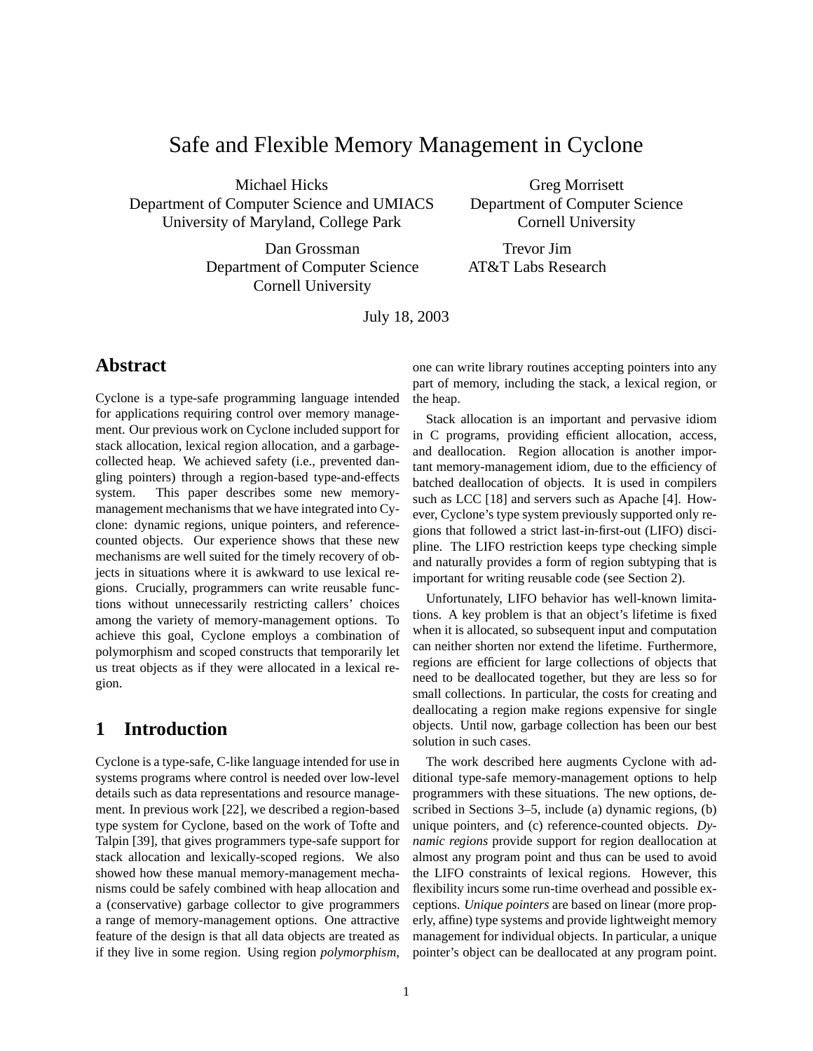# Safe and Flexible Memory Management in Cyclone

Michael Hicks
Department of Computer Science and UMIACS
University of Maryland, College Park

Greg Morrisett
Department of Computer Science
Cornell University

Dan Grossman
Department of Computer Science
Cornell University

Trevor Jim
AT&T Labs Research

July 18, 2003

## Abstract

Cyclone is a type-safe programming language intended for applications requiring control over memory management. Our previous work on Cyclone included support for stack allocation, lexical region allocation, and a garbage-collected heap. We achieved safety (i.e., prevented dangling pointers) through a region-based type-and-effects system. This paper describes some new memory-management mechanisms that we have integrated into Cyclone: dynamic regions, unique pointers, and reference-counted objects. Our experience shows that these new mechanisms are well suited for the timely recovery of objects in situations where it is awkward to use lexical regions. Crucially, programmers can write reusable functions without unnecessarily restricting callers' choices among the variety of memory-management options. To achieve this goal, Cyclone employs a combination of polymorphism and scoped constructs that temporarily let us treat objects as if they were allocated in a lexical region.

## 1 Introduction

Cyclone is a type-safe, C-like language intended for use in systems programs where control is needed over low-level details such as data representations and resource management. In previous work [22], we described a region-based type system for Cyclone, based on the work of Tofte and Talpin [39], that gives programmers type-safe support for stack allocation and lexically-scoped regions. We also showed how these manual memory-management mechanisms could be safely combined with heap allocation and a (conservative) garbage collector to give programmers a range of memory-management options. One attractive feature of the design is that all data objects are treated as if they live in some region. Using region *polymorphism*, one can write library routines accepting pointers into any part of memory, including the stack, a lexical region, or the heap.

Stack allocation is an important and pervasive idiom in C programs, providing efficient allocation, access, and deallocation. Region allocation is another important memory-management idiom, due to the efficiency of batched deallocation of objects. It is used in compilers such as LCC [18] and servers such as Apache [4]. However, Cyclone's type system previously supported only regions that followed a strict last-in-first-out (LIFO) discipline. The LIFO restriction keeps type checking simple and naturally provides a form of region subtyping that is important for writing reusable code (see Section 2).

Unfortunately, LIFO behavior has well-known limitations. A key problem is that an object's lifetime is fixed when it is allocated, so subsequent input and computation can neither shorten nor extend the lifetime. Furthermore, regions are efficient for large collections of objects that need to be deallocated together, but they are less so for small collections. In particular, the costs for creating and deallocating a region make regions expensive for single objects. Until now, garbage collection has been our best solution in such cases.

The work described here augments Cyclone with additional type-safe memory-management options to help programmers with these situations. The new options, described in Sections 3–5, include (a) dynamic regions, (b) unique pointers, and (c) reference-counted objects. *Dynamic regions* provide support for region deallocation at almost any program point and thus can be used to avoid the LIFO constraints of lexical regions. However, this flexibility incurs some run-time overhead and possible exceptions. *Unique pointers* are based on linear (more properly, affine) type systems and provide lightweight memory management for individual objects. In particular, a unique pointer's object can be deallocated at any program point.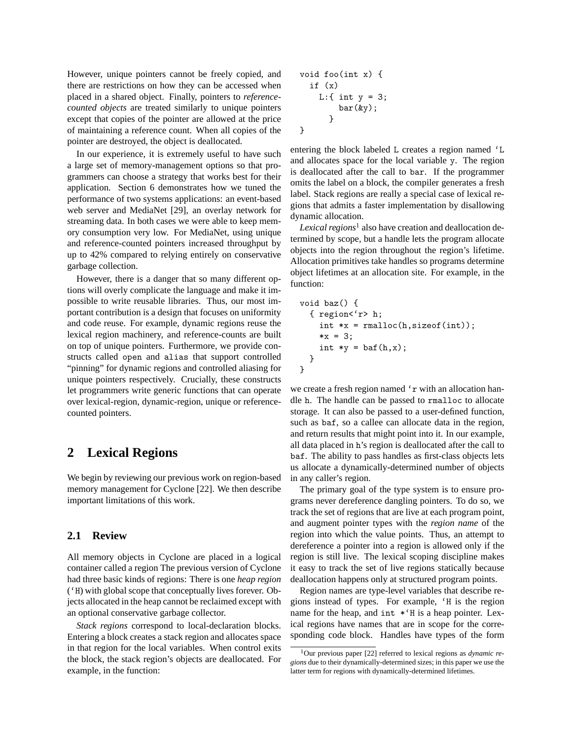However, unique pointers cannot be freely copied, and there are restrictions on how they can be accessed when placed in a shared object. Finally, pointers to *reference-counted objects* are treated similarly to unique pointers except that copies of the pointer are allowed at the price of maintaining a reference count. When all copies of the pointer are destroyed, the object is deallocated.

In our experience, it is extremely useful to have such a large set of memory-management options so that programmers can choose a strategy that works best for their application. Section 6 demonstrates how we tuned the performance of two systems applications: an event-based web server and MediaNet [29], an overlay network for streaming data. In both cases we were able to keep memory consumption very low. For MediaNet, using unique and reference-counted pointers increased throughput by up to 42% compared to relying entirely on conservative garbage collection.

However, there is a danger that so many different options will overly complicate the language and make it impossible to write reusable libraries. Thus, our most important contribution is a design that focuses on uniformity and code reuse. For example, dynamic regions reuse the lexical region machinery, and reference-counts are built on top of unique pointers. Furthermore, we provide constructs called `open` and `alias` that support controlled "pinning" for dynamic regions and controlled aliasing for unique pointers respectively. Crucially, these constructs let programmers write generic functions that can operate over lexical-region, dynamic-region, unique or reference-counted pointers.

## 2 Lexical Regions

We begin by reviewing our previous work on region-based memory management for Cyclone [22]. We then describe important limitations of this work.

### 2.1 Review

All memory objects in Cyclone are placed in a logical container called a region The previous version of Cyclone had three basic kinds of regions: There is one *heap region* (`‘H`) with global scope that conceptually lives forever. Objects allocated in the heap cannot be reclaimed except with an optional conservative garbage collector.

*Stack regions* correspond to local-declaration blocks. Entering a block creates a stack region and allocates space in that region for the local variables. When control exits the block, the stack region's objects are deallocated. For example, in the function:

```
void foo(int x) {
  if (x)
    L:{ int y = 3;
        bar(&y);
      }
}
```

entering the block labeled `L` creates a region named `‘L` and allocates space for the local variable `y`. The region is deallocated after the call to `bar`. If the programmer omits the label on a block, the compiler generates a fresh label. Stack regions are really a special case of lexical regions that admits a faster implementation by disallowing dynamic allocation.

*Lexical regions*[1] also have creation and deallocation determined by scope, but a handle lets the program allocate objects into the region throughout the region's lifetime. Allocation primitives take handles so programs determine object lifetimes at an allocation site. For example, in the function:

```
void baz() {
  { region<‘r> h;
    int *x = rmalloc(h,sizeof(int));
    *x = 3;
    int *y = baf(h,x);
  }
}
```

we create a fresh region named `‘r` with an allocation handle `h`. The handle can be passed to `rmalloc` to allocate storage. It can also be passed to a user-defined function, such as `baf`, so a callee can allocate data in the region, and return results that might point into it. In our example, all data placed in `h`'s region is deallocated after the call to `baf`. The ability to pass handles as first-class objects lets us allocate a dynamically-determined number of objects in any caller's region.

The primary goal of the type system is to ensure programs never dereference dangling pointers. To do so, we track the set of regions that are live at each program point, and augment pointer types with the *region name* of the region into which the value points. Thus, an attempt to dereference a pointer into a region is allowed only if the region is still live. The lexical scoping discipline makes it easy to track the set of live regions statically because deallocation happens only at structured program points.

Region names are type-level variables that describe regions instead of types. For example, `‘H` is the region name for the heap, and `int *‘H` is a heap pointer. Lexical regions have names that are in scope for the corresponding code block. Handles have types of the form

[1] Our previous paper [22] referred to lexical regions as *dynamic regions* due to their dynamically-determined sizes; in this paper we use the latter term for regions with dynamically-determined lifetimes.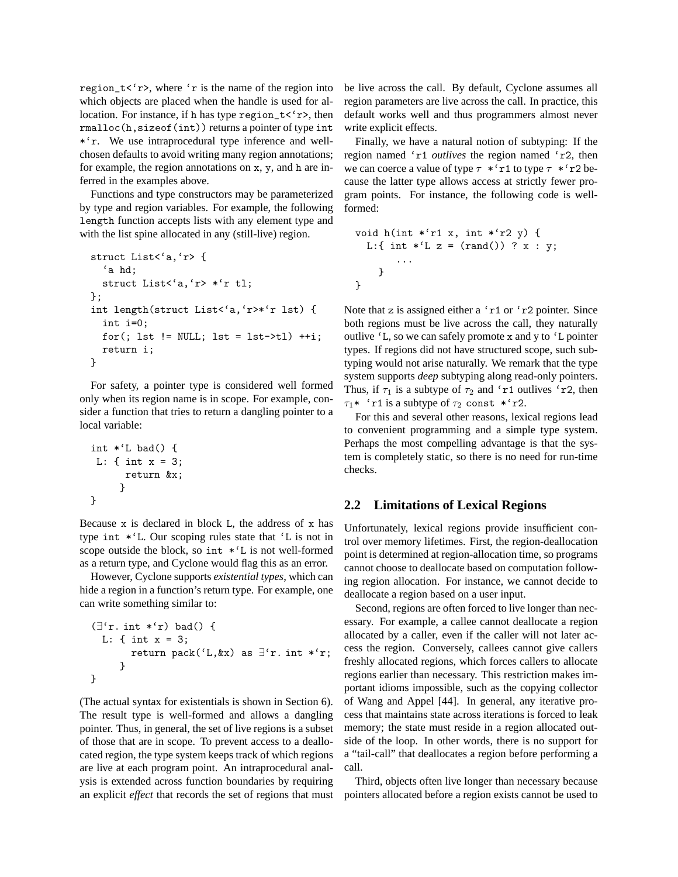region_t<`r>, where `r is the name of the region into which objects are placed when the handle is used for allocation. For instance, if h has type region_t<`r>, then rmalloc(h,sizeof(int)) returns a pointer of type int *`r. We use intraprocedural type inference and well-chosen defaults to avoid writing many region annotations; for example, the region annotations on x, y, and h are inferred in the examples above.

Functions and type constructors may be parameterized by type and region variables. For example, the following length function accepts lists with any element type and with the list spine allocated in any (still-live) region.

```
struct List<`a,`r> {
  `a hd;
  struct List<`a,`r> *`r tl;
};
int length(struct List<`a,`r>*`r lst) {
  int i=0;
  for(; lst != NULL; lst = lst->tl) ++i;
  return i;
}
```

For safety, a pointer type is considered well formed only when its region name is in scope. For example, consider a function that tries to return a dangling pointer to a local variable:

```
int *`L bad() {
 L: { int x = 3;
      return &x;
     }
}
```

Because x is declared in block L, the address of x has type int *`L. Our scoping rules state that `L is not in scope outside the block, so int *`L is not well-formed as a return type, and Cyclone would flag this as an error.

However, Cyclone supports *existential types*, which can hide a region in a function's return type. For example, one can write something similar to:

```
(∃`r. int *`r) bad() {
  L: { int x = 3;
       return pack(`L,&x) as ∃`r. int *`r;
     }
}
```

(The actual syntax for existentials is shown in Section 6). The result type is well-formed and allows a dangling pointer. Thus, in general, the set of live regions is a subset of those that are in scope. To prevent access to a deallocated region, the type system keeps track of which regions are live at each program point. An intraprocedural analysis is extended across function boundaries by requiring an explicit *effect* that records the set of regions that must be live across the call. By default, Cyclone assumes all region parameters are live across the call. In practice, this default works well and thus programmers almost never write explicit effects.

Finally, we have a natural notion of subtyping: If the region named `r1 *outlives* the region named `r2, then we can coerce a value of type $\tau$ *`r1 to type $\tau$ *`r2 because the latter type allows access at strictly fewer program points. For instance, the following code is well-formed:

```
void h(int *`r1 x, int *`r2 y) {
  L:{ int *`L z = (rand()) ? x : y;
       ...
    }
}
```

Note that z is assigned either a `r1 or `r2 pointer. Since both regions must be live across the call, they naturally outlive `L, so we can safely promote x and y to `L pointer types. If regions did not have structured scope, such subtyping would not arise naturally. We remark that the type system supports *deep* subtyping along read-only pointers. Thus, if $\tau_1$ is a subtype of $\tau_2$ and `r1 outlives `r2, then $\tau_1$* `r1 is a subtype of $\tau_2$ const *`r2.

For this and several other reasons, lexical regions lead to convenient programming and a simple type system. Perhaps the most compelling advantage is that the system is completely static, so there is no need for run-time checks.

## 2.2 Limitations of Lexical Regions

Unfortunately, lexical regions provide insufficient control over memory lifetimes. First, the region-deallocation point is determined at region-allocation time, so programs cannot choose to deallocate based on computation following region allocation. For instance, we cannot decide to deallocate a region based on a user input.

Second, regions are often forced to live longer than necessary. For example, a callee cannot deallocate a region allocated by a caller, even if the caller will not later access the region. Conversely, callees cannot give callers freshly allocated regions, which forces callers to allocate regions earlier than necessary. This restriction makes important idioms impossible, such as the copying collector of Wang and Appel [44]. In general, any iterative process that maintains state across iterations is forced to leak memory; the state must reside in a region allocated outside of the loop. In other words, there is no support for a "tail-call" that deallocates a region before performing a call.

Third, objects often live longer than necessary because pointers allocated before a region exists cannot be used to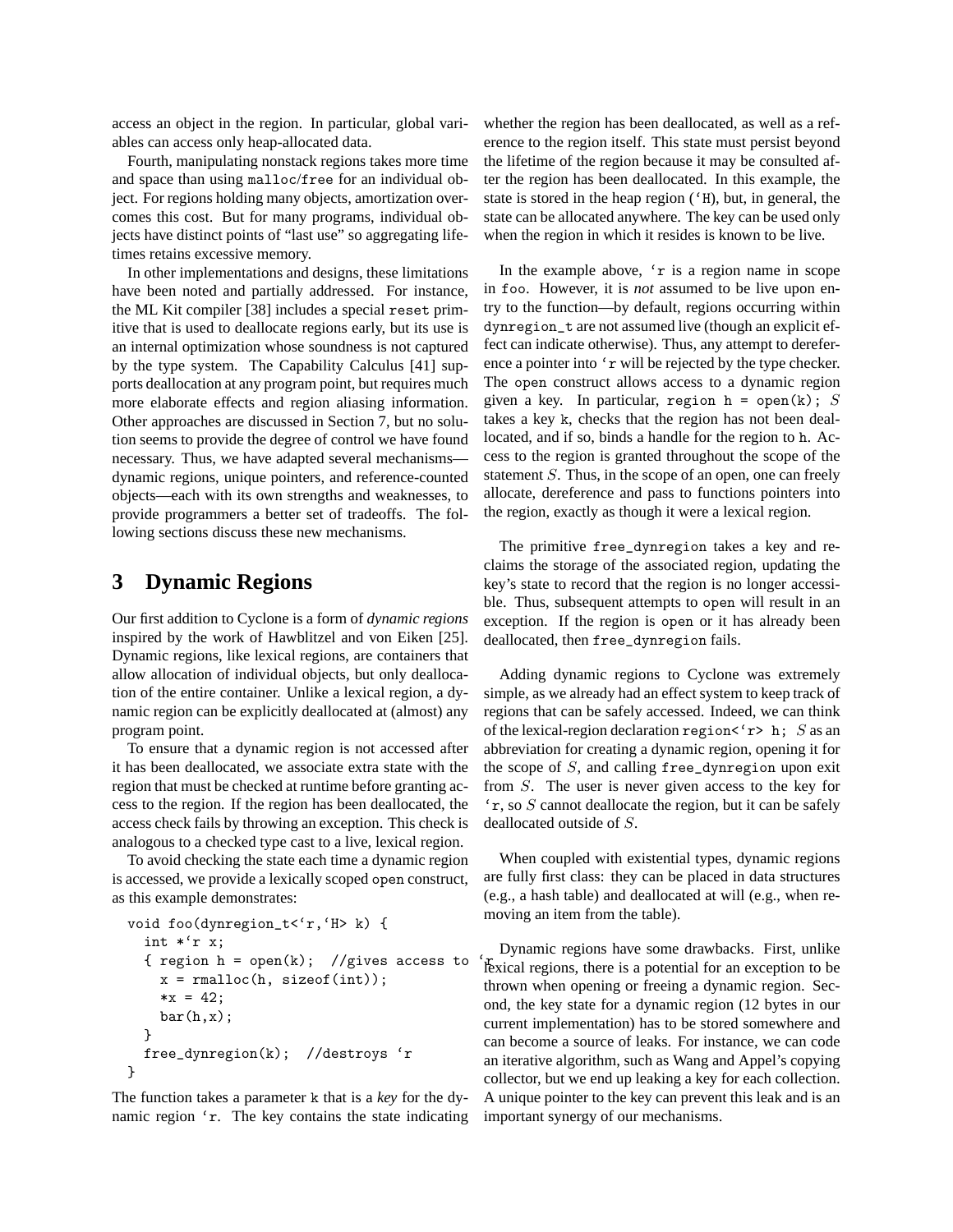access an object in the region. In particular, global variables can access only heap-allocated data.

Fourth, manipulating nonstack regions takes more time and space than using `malloc`/`free` for an individual object. For regions holding many objects, amortization overcomes this cost. But for many programs, individual objects have distinct points of "last use" so aggregating lifetimes retains excessive memory.

In other implementations and designs, these limitations have been noted and partially addressed. For instance, the ML Kit compiler [38] includes a special `reset` primitive that is used to deallocate regions early, but its use is an internal optimization whose soundness is not captured by the type system. The Capability Calculus [41] supports deallocation at any program point, but requires much more elaborate effects and region aliasing information. Other approaches are discussed in Section 7, but no solution seems to provide the degree of control we have found necessary. Thus, we have adapted several mechanisms—dynamic regions, unique pointers, and reference-counted objects—each with its own strengths and weaknesses, to provide programmers a better set of tradeoffs. The following sections discuss these new mechanisms.

# 3 Dynamic Regions

Our first addition to Cyclone is a form of *dynamic regions* inspired by the work of Hawblitzel and von Eiken [25]. Dynamic regions, like lexical regions, are containers that allow allocation of individual objects, but only deallocation of the entire container. Unlike a lexical region, a dynamic region can be explicitly deallocated at (almost) any program point.

To ensure that a dynamic region is not accessed after it has been deallocated, we associate extra state with the region that must be checked at runtime before granting access to the region. If the region has been deallocated, the access check fails by throwing an exception. This check is analogous to a checked type cast to a live, lexical region.

To avoid checking the state each time a dynamic region is accessed, we provide a lexically scoped `open` construct, as this example demonstrates:

```
void foo(dynregion_t<`r,`H> k) {
  int *`r x;
  { region h = open(k);  //gives access to `r
    x = rmalloc(h, sizeof(int));
    *x = 42;
    bar(h,x);
  }
  free_dynregion(k);  //destroys `r
}
```

The function takes a parameter `k` that is a *key* for the dynamic region `` `r ``. The key contains the state indicating whether the region has been deallocated, as well as a reference to the region itself. This state must persist beyond the lifetime of the region because it may be consulted after the region has been deallocated. In this example, the state is stored in the heap region (`` `H ``), but, in general, the state can be allocated anywhere. The key can be used only when the region in which it resides is known to be live.

In the example above, `` `r `` is a region name in scope in `foo`. However, it is *not* assumed to be live upon entry to the function—by default, regions occurring within `dynregion_t` are not assumed live (though an explicit effect can indicate otherwise). Thus, any attempt to dereference a pointer into `` `r `` will be rejected by the type checker. The `open` construct allows access to a dynamic region given a key. In particular, `region h = open(k);` $S$ takes a key `k`, checks that the region has not been deallocated, and if so, binds a handle for the region to `h`. Access to the region is granted throughout the scope of the statement $S$. Thus, in the scope of an open, one can freely allocate, dereference and pass to functions pointers into the region, exactly as though it were a lexical region.

The primitive `free_dynregion` takes a key and reclaims the storage of the associated region, updating the key's state to record that the region is no longer accessible. Thus, subsequent attempts to `open` will result in an exception. If the region is `open` or it has already been deallocated, then `free_dynregion` fails.

Adding dynamic regions to Cyclone was extremely simple, as we already had an effect system to keep track of regions that can be safely accessed. Indeed, we can think of the lexical-region declaration `` region<`r> h; `` $S$ as an abbreviation for creating a dynamic region, opening it for the scope of $S$, and calling `free_dynregion` upon exit from $S$. The user is never given access to the key for `` `r ``, so $S$ cannot deallocate the region, but it can be safely deallocated outside of $S$.

When coupled with existential types, dynamic regions are fully first class: they can be placed in data structures (e.g., a hash table) and deallocated at will (e.g., when removing an item from the table).

Dynamic regions have some drawbacks. First, unlike lexical regions, there is a potential for an exception to be thrown when opening or freeing a dynamic region. Second, the key state for a dynamic region (12 bytes in our current implementation) has to be stored somewhere and can become a source of leaks. For instance, we can code an iterative algorithm, such as Wang and Appel's copying collector, but we end up leaking a key for each collection. A unique pointer to the key can prevent this leak and is an important synergy of our mechanisms.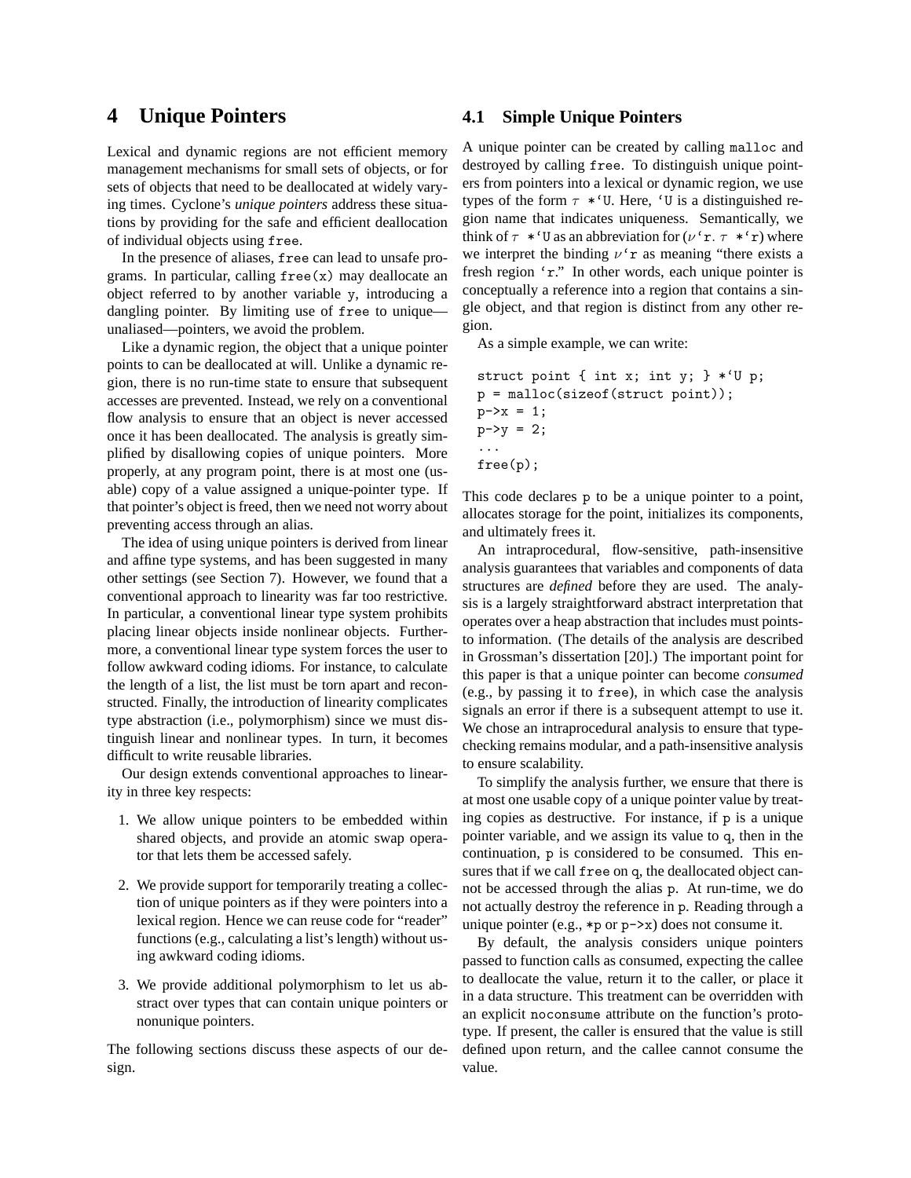# 4 Unique Pointers

Lexical and dynamic regions are not efficient memory management mechanisms for small sets of objects, or for sets of objects that need to be deallocated at widely varying times. Cyclone's *unique pointers* address these situations by providing for the safe and efficient deallocation of individual objects using `free`.

In the presence of aliases, `free` can lead to unsafe programs. In particular, calling `free(x)` may deallocate an object referred to by another variable `y`, introducing a dangling pointer. By limiting use of `free` to unique—unaliased—pointers, we avoid the problem.

Like a dynamic region, the object that a unique pointer points to can be deallocated at will. Unlike a dynamic region, there is no run-time state to ensure that subsequent accesses are prevented. Instead, we rely on a conventional flow analysis to ensure that an object is never accessed once it has been deallocated. The analysis is greatly simplified by disallowing copies of unique pointers. More properly, at any program point, there is at most one (usable) copy of a value assigned a unique-pointer type. If that pointer's object is freed, then we need not worry about preventing access through an alias.

The idea of using unique pointers is derived from linear and affine type systems, and has been suggested in many other settings (see Section 7). However, we found that a conventional approach to linearity was far too restrictive. In particular, a conventional linear type system prohibits placing linear objects inside nonlinear objects. Furthermore, a conventional linear type system forces the user to follow awkward coding idioms. For instance, to calculate the length of a list, the list must be torn apart and reconstructed. Finally, the introduction of linearity complicates type abstraction (i.e., polymorphism) since we must distinguish linear and nonlinear types. In turn, it becomes difficult to write reusable libraries.

Our design extends conventional approaches to linearity in three key respects:

1. We allow unique pointers to be embedded within shared objects, and provide an atomic swap operator that lets them be accessed safely.

2. We provide support for temporarily treating a collection of unique pointers as if they were pointers into a lexical region. Hence we can reuse code for "reader" functions (e.g., calculating a list's length) without using awkward coding idioms.

3. We provide additional polymorphism to let us abstract over types that can contain unique pointers or nonunique pointers.

The following sections discuss these aspects of our design.

## 4.1 Simple Unique Pointers

A unique pointer can be created by calling `malloc` and destroyed by calling `free`. To distinguish unique pointers from pointers into a lexical or dynamic region, we use types of the form $\tau$ `*`U`. Here, `` `U `` is a distinguished region name that indicates uniqueness. Semantically, we think of $\tau$ `*`U` as an abbreviation for ($\nu$`` `r``. $\tau$ `*`r`) where we interpret the binding $\nu$`` `r`` as meaning "there exists a fresh region `` `r``." In other words, each unique pointer is conceptually a reference into a region that contains a single object, and that region is distinct from any other region.

As a simple example, we can write:

```
struct point { int x; int y; } *`U p;
p = malloc(sizeof(struct point));
p->x = 1;
p->y = 2;
...
free(p);
```

This code declares `p` to be a unique pointer to a point, allocates storage for the point, initializes its components, and ultimately frees it.

An intraprocedural, flow-sensitive, path-insensitive analysis guarantees that variables and components of data structures are *defined* before they are used. The analysis is a largely straightforward abstract interpretation that operates over a heap abstraction that includes must points-to information. (The details of the analysis are described in Grossman's dissertation [20].) The important point for this paper is that a unique pointer can become *consumed* (e.g., by passing it to `free`), in which case the analysis signals an error if there is a subsequent attempt to use it. We chose an intraprocedural analysis to ensure that type-checking remains modular, and a path-insensitive analysis to ensure scalability.

To simplify the analysis further, we ensure that there is at most one usable copy of a unique pointer value by treating copies as destructive. For instance, if `p` is a unique pointer variable, and we assign its value to `q`, then in the continuation, `p` is considered to be consumed. This ensures that if we call `free` on `q`, the deallocated object cannot be accessed through the alias `p`. At run-time, we do not actually destroy the reference in `p`. Reading through a unique pointer (e.g., `*p` or `p->x`) does not consume it.

By default, the analysis considers unique pointers passed to function calls as consumed, expecting the callee to deallocate the value, return it to the caller, or place it in a data structure. This treatment can be overridden with an explicit `noconsume` attribute on the function's prototype. If present, the caller is ensured that the value is still defined upon return, and the callee cannot consume the value.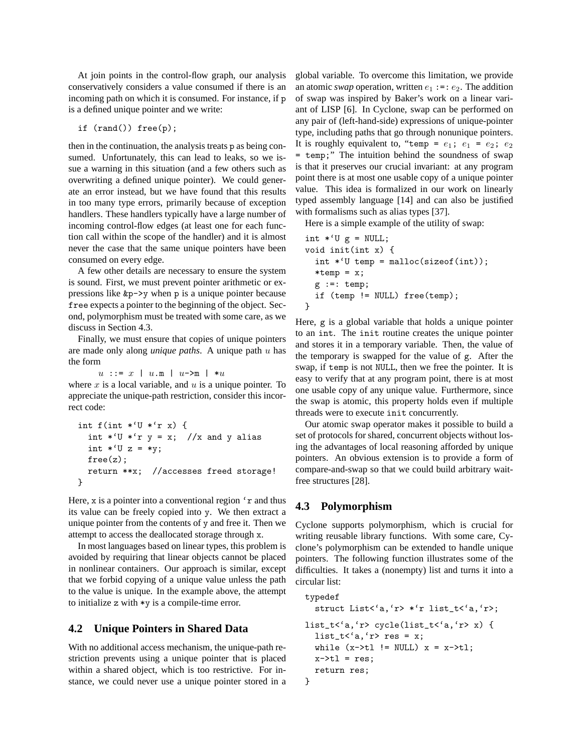At join points in the control-flow graph, our analysis conservatively considers a value consumed if there is an incoming path on which it is consumed. For instance, if p is a defined unique pointer and we write:

```
if (rand()) free(p);
```

then in the continuation, the analysis treats p as being consumed. Unfortunately, this can lead to leaks, so we issue a warning in this situation (and a few others such as overwriting a defined unique pointer). We could generate an error instead, but we have found that this results in too many type errors, primarily because of exception handlers. These handlers typically have a large number of incoming control-flow edges (at least one for each function call within the scope of the handler) and it is almost never the case that the same unique pointers have been consumed on every edge.

A few other details are necessary to ensure the system is sound. First, we must prevent pointer arithmetic or expressions like `&p->y` when p is a unique pointer because `free` expects a pointer to the beginning of the object. Second, polymorphism must be treated with some care, as we discuss in Section 4.3.

Finally, we must ensure that copies of unique pointers are made only along *unique paths*. A unique path $u$ has the form

$u$ ::= $x$ | $u$.m | $u$->m | \*$u$

where $x$ is a local variable, and $u$ is a unique pointer. To appreciate the unique-path restriction, consider this incorrect code:

```
int f(int *`U *`r x) {
  int *`U *`r y = x;  //x and y alias
  int *`U z = *y;
  free(z);
  return **x;  //accesses freed storage!
}
```

Here, x is a pointer into a conventional region `r and thus its value can be freely copied into y. We then extract a unique pointer from the contents of y and free it. Then we attempt to access the deallocated storage through x.

In most languages based on linear types, this problem is avoided by requiring that linear objects cannot be placed in nonlinear containers. Our approach is similar, except that we forbid copying of a unique value unless the path to the value is unique. In the example above, the attempt to initialize z with \*y is a compile-time error.

## 4.2 Unique Pointers in Shared Data

With no additional access mechanism, the unique-path restriction prevents using a unique pointer that is placed within a shared object, which is too restrictive. For instance, we could never use a unique pointer stored in a global variable. To overcome this limitation, we provide an atomic *swap* operation, written $e_1$ `:=:` $e_2$. The addition of swap was inspired by Baker's work on a linear variant of LISP [6]. In Cyclone, swap can be performed on any pair of (left-hand-side) expressions of unique-pointer type, including paths that go through nonunique pointers. It is roughly equivalent to, "`temp =` $e_1$`;` $e_1$ `=` $e_2$`;` $e_2$ `= temp;`" The intuition behind the soundness of swap is that it preserves our crucial invariant: at any program point there is at most one usable copy of a unique pointer value. This idea is formalized in our work on linearly typed assembly language [14] and can also be justified with formalisms such as alias types [37].

Here is a simple example of the utility of swap:

```
int *`U g = NULL;
void init(int x) {
  int *`U temp = malloc(sizeof(int));
  *temp = x;
  g :=: temp;
  if (temp != NULL) free(temp);
}
```

Here, g is a global variable that holds a unique pointer to an int. The init routine creates the unique pointer and stores it in a temporary variable. Then, the value of the temporary is swapped for the value of g. After the swap, if temp is not NULL, then we free the pointer. It is easy to verify that at any program point, there is at most one usable copy of any unique value. Furthermore, since the swap is atomic, this property holds even if multiple threads were to execute init concurrently.

Our atomic swap operator makes it possible to build a set of protocols for shared, concurrent objects without losing the advantages of local reasoning afforded by unique pointers. An obvious extension is to provide a form of compare-and-swap so that we could build arbitrary wait-free structures [28].

## 4.3 Polymorphism

Cyclone supports polymorphism, which is crucial for writing reusable library functions. With some care, Cyclone's polymorphism can be extended to handle unique pointers. The following function illustrates some of the difficulties. It takes a (nonempty) list and turns it into a circular list:

```
typedef
  struct List<`a,`r> *`r list_t<`a,`r>;

list_t<`a,`r> cycle(list_t<`a,`r> x) {
  list_t<`a,`r> res = x;
  while (x->tl != NULL) x = x->tl;
  x->tl = res;
  return res;
}
```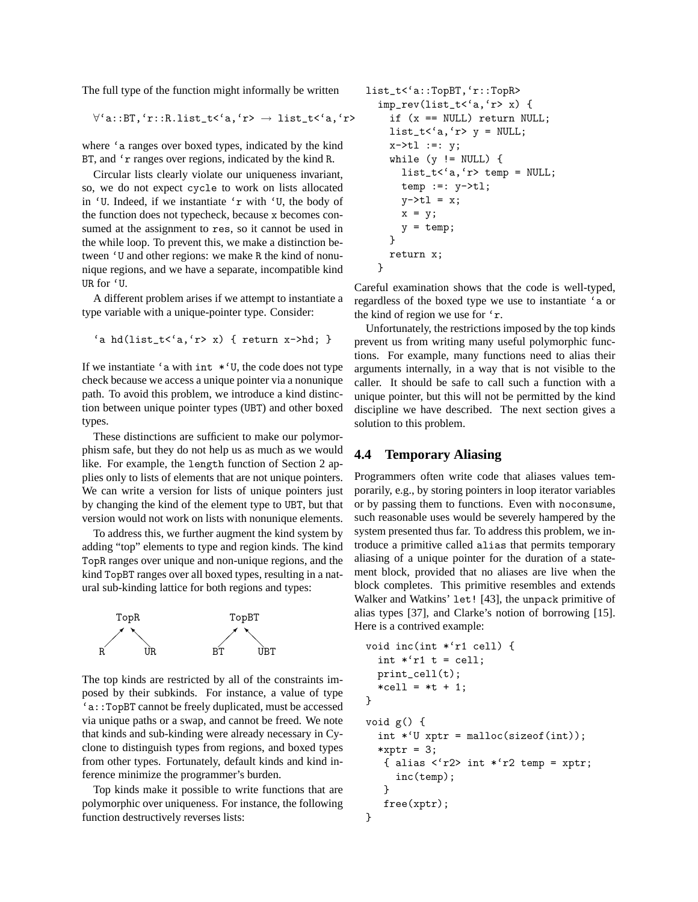The full type of the function might informally be written

```
∀‘a::BT,‘r::R.list_t<‘a,‘r> → list_t<‘a,‘r>
```

where ‘a ranges over boxed types, indicated by the kind BT, and ‘r ranges over regions, indicated by the kind R.

Circular lists clearly violate our uniqueness invariant, so, we do not expect cycle to work on lists allocated in ‘U. Indeed, if we instantiate ‘r with ‘U, the body of the function does not typecheck, because x becomes consumed at the assignment to res, so it cannot be used in the while loop. To prevent this, we make a distinction between ‘U and other regions: we make R the kind of nonunique regions, and we have a separate, incompatible kind UR for ‘U.

A different problem arises if we attempt to instantiate a type variable with a unique-pointer type. Consider:

```
‘a hd(list_t<‘a,‘r> x) { return x->hd; }
```

If we instantiate ‘a with int *‘U, the code does not type check because we access a unique pointer via a nonunique path. To avoid this problem, we introduce a kind distinction between unique pointer types (UBT) and other boxed types.

These distinctions are sufficient to make our polymorphism safe, but they do not help us as much as we would like. For example, the length function of Section 2 applies only to lists of elements that are not unique pointers. We can write a version for lists of unique pointers just by changing the kind of the element type to UBT, but that version would not work on lists with nonunique elements.

To address this, we further augment the kind system by adding "top" elements to type and region kinds. The kind TopR ranges over unique and non-unique regions, and the kind TopBT ranges over all boxed types, resulting in a natural sub-kinding lattice for both regions and types:

```
    TopR              TopBT
   ↗    ↖           ↗     ↖
  R      UR        BT      UBT
```

The top kinds are restricted by all of the constraints imposed by their subkinds. For instance, a value of type ‘a::TopBT cannot be freely duplicated, must be accessed via unique paths or a swap, and cannot be freed. We note that kinds and sub-kinding were already necessary in Cyclone to distinguish types from regions, and boxed types from other types. Fortunately, default kinds and kind inference minimize the programmer's burden.

Top kinds make it possible to write functions that are polymorphic over uniqueness. For instance, the following function destructively reverses lists:

```
list_t<‘a::TopBT,‘r::TopR>
  imp_rev(list_t<‘a,‘r> x) {
    if (x == NULL) return NULL;
    list_t<‘a,‘r> y = NULL;
    x->tl :=: y;
    while (y != NULL) {
      list_t<‘a,‘r> temp = NULL;
      temp :=: y->tl;
      y->tl = x;
      x = y;
      y = temp;
    }
    return x;
  }
```

Careful examination shows that the code is well-typed, regardless of the boxed type we use to instantiate ‘a or the kind of region we use for ‘r.

Unfortunately, the restrictions imposed by the top kinds prevent us from writing many useful polymorphic functions. For example, many functions need to alias their arguments internally, in a way that is not visible to the caller. It should be safe to call such a function with a unique pointer, but this will not be permitted by the kind discipline we have described. The next section gives a solution to this problem.

### 4.4 Temporary Aliasing

Programmers often write code that aliases values temporarily, e.g., by storing pointers in loop iterator variables or by passing them to functions. Even with noconsume, such reasonable uses would be severely hampered by the system presented thus far. To address this problem, we introduce a primitive called alias that permits temporary aliasing of a unique pointer for the duration of a statement block, provided that no aliases are live when the block completes. This primitive resembles and extends Walker and Watkins' let! [43], the unpack primitive of alias types [37], and Clarke's notion of borrowing [15]. Here is a contrived example:

```
void inc(int *‘r1 cell) {
  int *‘r1 t = cell;
  print_cell(t);
  *cell = *t + 1;
}

void g() {
  int *‘U xptr = malloc(sizeof(int));
  *xptr = 3;
   { alias <‘r2> int *‘r2 temp = xptr;
     inc(temp);
   }
   free(xptr);
}
```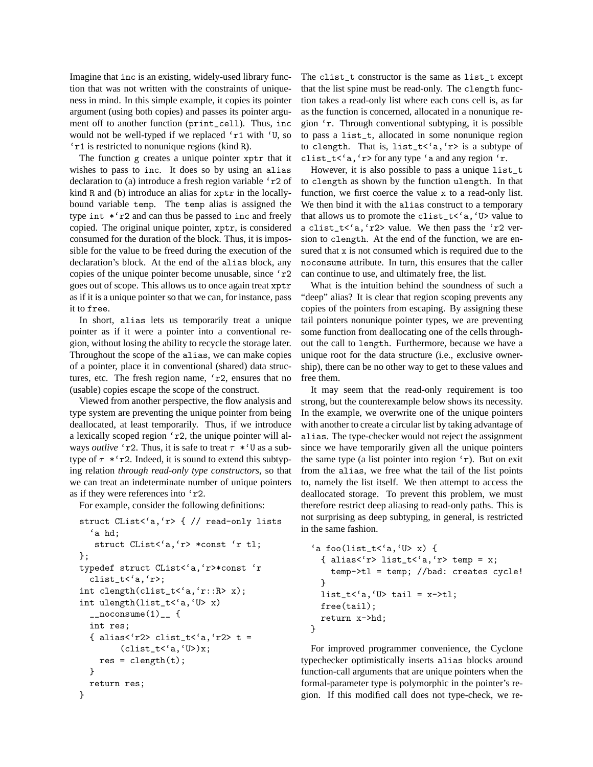Imagine that `inc` is an existing, widely-used library function that was not written with the constraints of uniqueness in mind. In this simple example, it copies its pointer argument (using both copies) and passes its pointer argument off to another function (`print_cell`). Thus, `inc` would not be well-typed if we replaced `` `r1 `` with `` `U ``, so `` `r1 `` is restricted to nonunique regions (kind `R`).

The function `g` creates a unique pointer `xptr` that it wishes to pass to `inc`. It does so by using an `alias` declaration to (a) introduce a fresh region variable `` `r2 `` of kind `R` and (b) introduce an alias for `xptr` in the locally-bound variable `temp`. The `temp` alias is assigned the type `` int *`r2 `` and can thus be passed to `inc` and freely copied. The original unique pointer, `xptr`, is considered consumed for the duration of the block. Thus, it is impossible for the value to be freed during the execution of the declaration's block. At the end of the `alias` block, any copies of the unique pointer become unusable, since `` `r2 `` goes out of scope. This allows us to once again treat `xptr` as if it is a unique pointer so that we can, for instance, pass it to `free`.

In short, `alias` lets us temporarily treat a unique pointer as if it were a pointer into a conventional region, without losing the ability to recycle the storage later. Throughout the scope of the `alias`, we can make copies of a pointer, place it in conventional (shared) data structures, etc. The fresh region name, `` `r2 ``, ensures that no (usable) copies escape the scope of the construct.

Viewed from another perspective, the flow analysis and type system are preventing the unique pointer from being deallocated, at least temporarily. Thus, if we introduce a lexically scoped region `` `r2 ``, the unique pointer will always *outlive* `` `r2 ``. Thus, it is safe to treat $\tau$ `` *`U `` as a subtype of $\tau$ `` *`r2 ``. Indeed, it is sound to extend this subtyping relation *through read-only type constructors*, so that we can treat an indeterminate number of unique pointers as if they were references into `` `r2 ``.

For example, consider the following definitions:

```
struct CList<`a,`r> { // read-only lists
  `a hd;
   struct CList<`a,`r> *const `r tl;
};
typedef struct CList<`a,`r>*const `r
  clist_t<`a,`r>;
int clength(clist_t<`a,`r::R> x);
int ulength(list_t<`a,`U> x)
  __noconsume(1)__ {
  int res;
  { alias<`r2> clist_t<`a,`r2> t =
        (clist_t<`a,`U>)x;
    res = clength(t);
  }
  return res;
}
```

The `clist_t` constructor is the same as `list_t` except that the list spine must be read-only. The `clength` function takes a read-only list where each cons cell is, as far as the function is concerned, allocated in a nonunique region `` `r ``. Through conventional subtyping, it is possible to pass a `list_t`, allocated in some nonunique region to `clength`. That is, `` list_t<`a,`r> `` is a subtype of `` clist_t<`a,`r> `` for any type `` `a `` and any region `` `r ``.

However, it is also possible to pass a unique `list_t` to `clength` as shown by the function `ulength`. In that function, we first coerce the value `x` to a read-only list. We then bind it with the `alias` construct to a temporary that allows us to promote the `` clist_t<`a,`U> `` value to a `` clist_t<`a,`r2> `` value. We then pass the `` `r2 `` version to `clength`. At the end of the function, we are ensured that `x` is not consumed which is required due to the `noconsume` attribute. In turn, this ensures that the caller can continue to use, and ultimately free, the list.

What is the intuition behind the soundness of such a "deep" alias? It is clear that region scoping prevents any copies of the pointers from escaping. By assigning these tail pointers nonunique pointer types, we are preventing some function from deallocating one of the cells throughout the call to `length`. Furthermore, because we have a unique root for the data structure (i.e., exclusive ownership), there can be no other way to get to these values and free them.

It may seem that the read-only requirement is too strong, but the counterexample below shows its necessity. In the example, we overwrite one of the unique pointers with another to create a circular list by taking advantage of `alias`. The type-checker would not reject the assignment since we have temporarily given all the unique pointers the same type (a list pointer into region `` `r ``). But on exit from the `alias`, we free what the tail of the list points to, namely the list itself. We then attempt to access the deallocated storage. To prevent this problem, we must therefore restrict deep aliasing to read-only paths. This is not surprising as deep subtyping, in general, is restricted in the same fashion.

```
`a foo(list_t<`a,`U> x) {
  { alias<`r> list_t<`a,`r> temp = x;
    temp->tl = temp; //bad: creates cycle!
  }
  list_t<`a,`U> tail = x->tl;
  free(tail);
  return x->hd;
}
```

For improved programmer convenience, the Cyclone typechecker optimistically inserts `alias` blocks around function-call arguments that are unique pointers when the formal-parameter type is polymorphic in the pointer's region. If this modified call does not type-check, we re-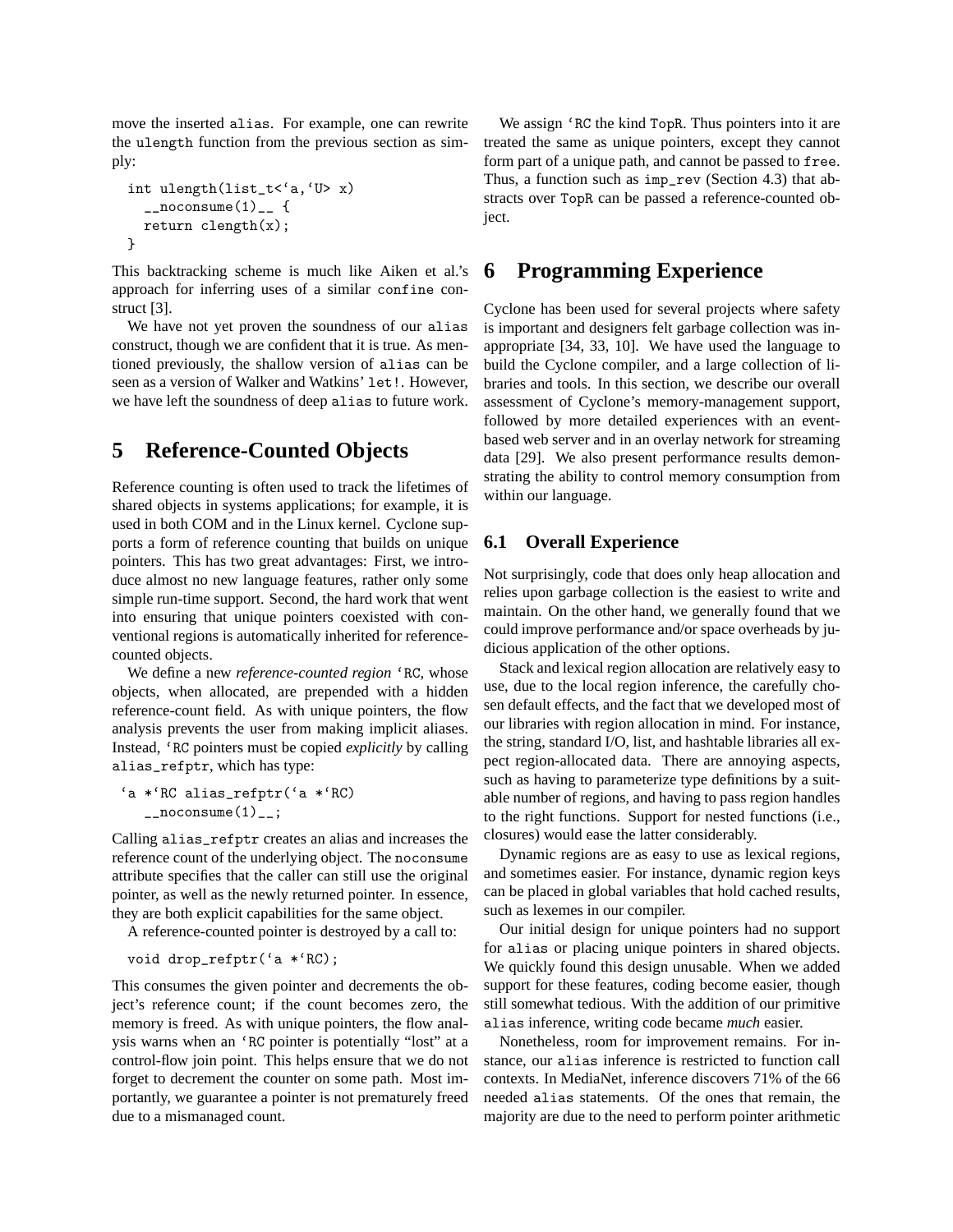move the inserted alias. For example, one can rewrite the ulength function from the previous section as simply:

```
int ulength(list_t<`a,`U> x)
  __noconsume(1)__ {
  return clength(x);
}
```

This backtracking scheme is much like Aiken et al.'s approach for inferring uses of a similar confine construct [3].

We have not yet proven the soundness of our alias construct, though we are confident that it is true. As mentioned previously, the shallow version of alias can be seen as a version of Walker and Watkins' let!. However, we have left the soundness of deep alias to future work.

# 5 Reference-Counted Objects

Reference counting is often used to track the lifetimes of shared objects in systems applications; for example, it is used in both COM and in the Linux kernel. Cyclone supports a form of reference counting that builds on unique pointers. This has two great advantages: First, we introduce almost no new language features, rather only some simple run-time support. Second, the hard work that went into ensuring that unique pointers coexisted with conventional regions is automatically inherited for reference-counted objects.

We define a new *reference-counted region* `RC, whose objects, when allocated, are prepended with a hidden reference-count field. As with unique pointers, the flow analysis prevents the user from making implicit aliases. Instead, `RC pointers must be copied *explicitly* by calling alias_refptr, which has type:

```
`a *`RC alias_refptr(`a *`RC)
   __noconsume(1)__;
```

Calling alias_refptr creates an alias and increases the reference count of the underlying object. The noconsume attribute specifies that the caller can still use the original pointer, as well as the newly returned pointer. In essence, they are both explicit capabilities for the same object.

A reference-counted pointer is destroyed by a call to:

```
void drop_refptr(`a *`RC);
```

This consumes the given pointer and decrements the object's reference count; if the count becomes zero, the memory is freed. As with unique pointers, the flow analysis warns when an `RC pointer is potentially "lost" at a control-flow join point. This helps ensure that we do not forget to decrement the counter on some path. Most importantly, we guarantee a pointer is not prematurely freed due to a mismanaged count.

We assign `RC the kind TopR. Thus pointers into it are treated the same as unique pointers, except they cannot form part of a unique path, and cannot be passed to free. Thus, a function such as imp_rev (Section 4.3) that abstracts over TopR can be passed a reference-counted object.

# 6 Programming Experience

Cyclone has been used for several projects where safety is important and designers felt garbage collection was inappropriate [34, 33, 10]. We have used the language to build the Cyclone compiler, and a large collection of libraries and tools. In this section, we describe our overall assessment of Cyclone's memory-management support, followed by more detailed experiences with an event-based web server and in an overlay network for streaming data [29]. We also present performance results demonstrating the ability to control memory consumption from within our language.

## 6.1 Overall Experience

Not surprisingly, code that does only heap allocation and relies upon garbage collection is the easiest to write and maintain. On the other hand, we generally found that we could improve performance and/or space overheads by judicious application of the other options.

Stack and lexical region allocation are relatively easy to use, due to the local region inference, the carefully chosen default effects, and the fact that we developed most of our libraries with region allocation in mind. For instance, the string, standard I/O, list, and hashtable libraries all expect region-allocated data. There are annoying aspects, such as having to parameterize type definitions by a suitable number of regions, and having to pass region handles to the right functions. Support for nested functions (i.e., closures) would ease the latter considerably.

Dynamic regions are as easy to use as lexical regions, and sometimes easier. For instance, dynamic region keys can be placed in global variables that hold cached results, such as lexemes in our compiler.

Our initial design for unique pointers had no support for alias or placing unique pointers in shared objects. We quickly found this design unusable. When we added support for these features, coding become easier, though still somewhat tedious. With the addition of our primitive alias inference, writing code became *much* easier.

Nonetheless, room for improvement remains. For instance, our alias inference is restricted to function call contexts. In MediaNet, inference discovers 71% of the 66 needed alias statements. Of the ones that remain, the majority are due to the need to perform pointer arithmetic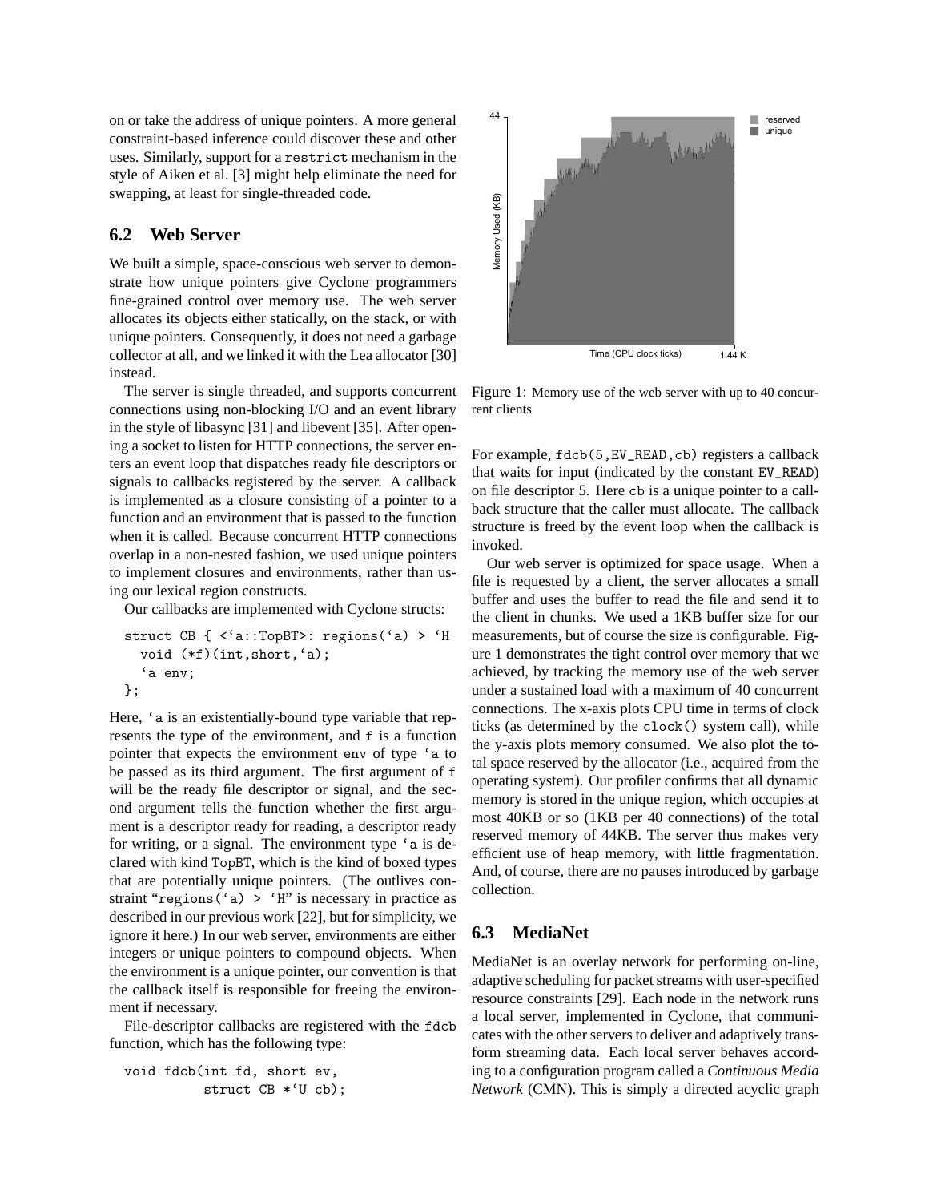on or take the address of unique pointers. A more general constraint-based inference could discover these and other uses. Similarly, support for a `restrict` mechanism in the style of Aiken et al. [3] might help eliminate the need for swapping, at least for single-threaded code.

## 6.2 Web Server

We built a simple, space-conscious web server to demonstrate how unique pointers give Cyclone programmers fine-grained control over memory use. The web server allocates its objects either statically, on the stack, or with unique pointers. Consequently, it does not need a garbage collector at all, and we linked it with the Lea allocator [30] instead.

The server is single threaded, and supports concurrent connections using non-blocking I/O and an event library in the style of libasync [31] and libevent [35]. After opening a socket to listen for HTTP connections, the server enters an event loop that dispatches ready file descriptors or signals to callbacks registered by the server. A callback is implemented as a closure consisting of a pointer to a function and an environment that is passed to the function when it is called. Because concurrent HTTP connections overlap in a non-nested fashion, we used unique pointers to implement closures and environments, rather than using our lexical region constructs.

Our callbacks are implemented with Cyclone structs:

```
struct CB { <`a::TopBT>: regions(`a) > `H
  void (*f)(int,short,`a);
  `a env;
};
```

Here, `` `a `` is an existentially-bound type variable that represents the type of the environment, and `f` is a function pointer that expects the environment `env` of type `` `a `` to be passed as its third argument. The first argument of `f` will be the ready file descriptor or signal, and the second argument tells the function whether the first argument is a descriptor ready for reading, a descriptor ready for writing, or a signal. The environment type `` `a `` is declared with kind `TopBT`, which is the kind of boxed types that are potentially unique pointers. (The outlives constraint "`` regions(`a) > `H ``" is necessary in practice as described in our previous work [22], but for simplicity, we ignore it here.) In our web server, environments are either integers or unique pointers to compound objects. When the environment is a unique pointer, our convention is that the callback itself is responsible for freeing the environment if necessary.

File-descriptor callbacks are registered with the `fdcb` function, which has the following type:

```
void fdcb(int fd, short ev,
          struct CB *`U cb);
```

Figure 1: Memory use of the web server with up to 40 concurrent clients

For example, `fdcb(5,EV_READ,cb)` registers a callback that waits for input (indicated by the constant `EV_READ`) on file descriptor 5. Here `cb` is a unique pointer to a callback structure that the caller must allocate. The callback structure is freed by the event loop when the callback is invoked.

Our web server is optimized for space usage. When a file is requested by a client, the server allocates a small buffer and uses the buffer to read the file and send it to the client in chunks. We used a 1KB buffer size for our measurements, but of course the size is configurable. Figure 1 demonstrates the tight control over memory that we achieved, by tracking the memory use of the web server under a sustained load with a maximum of 40 concurrent connections. The x-axis plots CPU time in terms of clock ticks (as determined by the `clock()` system call), while the y-axis plots memory consumed. We also plot the total space reserved by the allocator (i.e., acquired from the operating system). Our profiler confirms that all dynamic memory is stored in the unique region, which occupies at most 40KB or so (1KB per 40 connections) of the total reserved memory of 44KB. The server thus makes very efficient use of heap memory, with little fragmentation. And, of course, there are no pauses introduced by garbage collection.

## 6.3 MediaNet

MediaNet is an overlay network for performing on-line, adaptive scheduling for packet streams with user-specified resource constraints [29]. Each node in the network runs a local server, implemented in Cyclone, that communicates with the other servers to deliver and adaptively transform streaming data. Each local server behaves according to a configuration program called a *Continuous Media Network* (CMN). This is simply a directed acyclic graph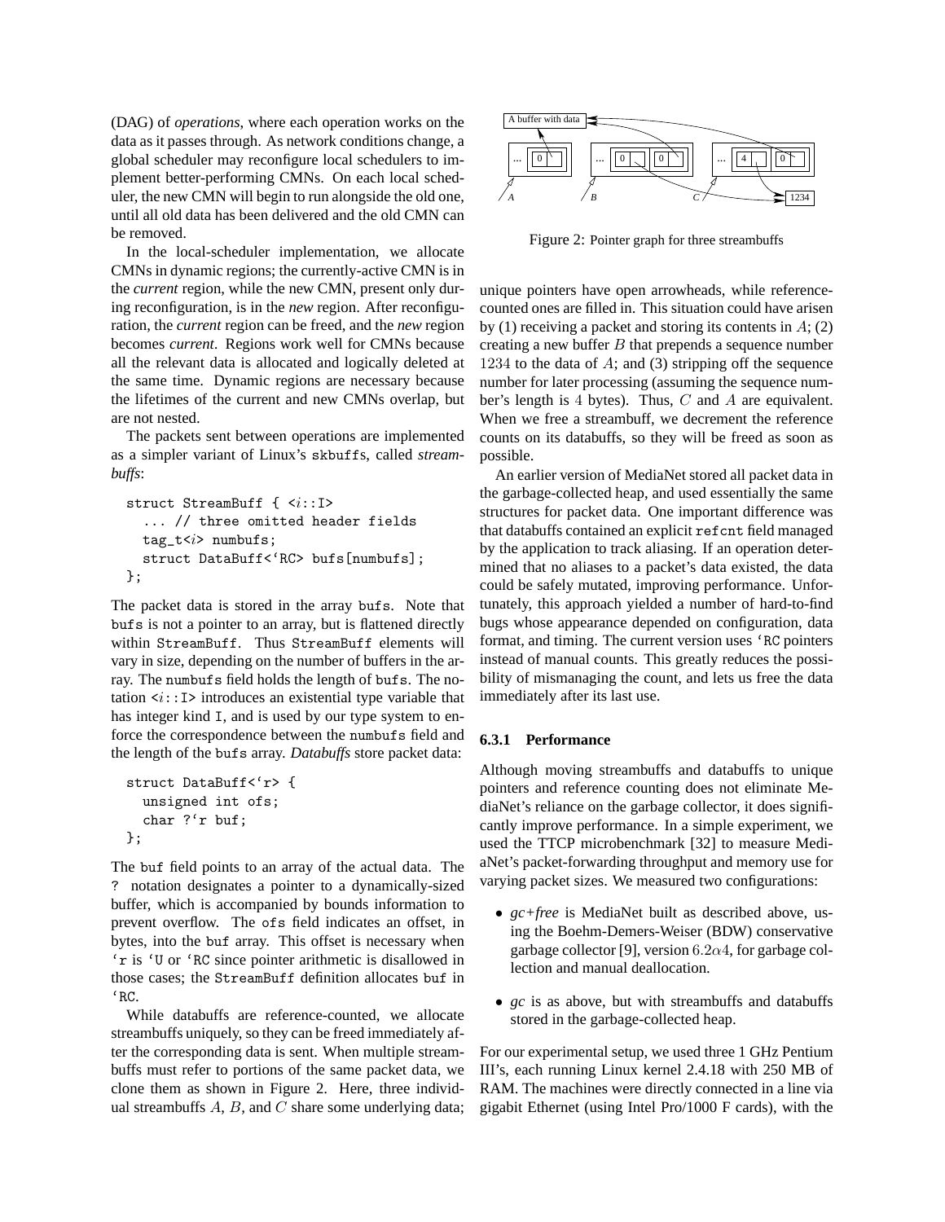(DAG) of *operations*, where each operation works on the data as it passes through. As network conditions change, a global scheduler may reconfigure local schedulers to implement better-performing CMNs. On each local scheduler, the new CMN will begin to run alongside the old one, until all old data has been delivered and the old CMN can be removed.

In the local-scheduler implementation, we allocate CMNs in dynamic regions; the currently-active CMN is in the *current* region, while the new CMN, present only during reconfiguration, is in the *new* region. After reconfiguration, the *current* region can be freed, and the *new* region becomes *current*. Regions work well for CMNs because all the relevant data is allocated and logically deleted at the same time. Dynamic regions are necessary because the lifetimes of the current and new CMNs overlap, but are not nested.

The packets sent between operations are implemented as a simpler variant of Linux's `skbuffs`, called *streambuffs*:

```
struct StreamBuff { <i::I>
  ... // three omitted header fields
  tag_t<i> numbufs;
  struct DataBuff<`RC> bufs[numbufs];
};
```

The packet data is stored in the array `bufs`. Note that `bufs` is not a pointer to an array, but is flattened directly within `StreamBuff`. Thus `StreamBuff` elements will vary in size, depending on the number of buffers in the array. The `numbufs` field holds the length of `bufs`. The notation `<i::I>` introduces an existential type variable that has integer kind `I`, and is used by our type system to enforce the correspondence between the `numbufs` field and the length of the `bufs` array. *Databuffs* store packet data:

```
struct DataBuff<`r> {
  unsigned int ofs;
  char ?`r buf;
};
```

The `buf` field points to an array of the actual data. The `?` notation designates a pointer to a dynamically-sized buffer, which is accompanied by bounds information to prevent overflow. The `ofs` field indicates an offset, in bytes, into the `buf` array. This offset is necessary when `` `r `` is `` `U `` or `` `RC `` since pointer arithmetic is disallowed in those cases; the `StreamBuff` definition allocates `buf` in `` `RC ``.

While databuffs are reference-counted, we allocate streambuffs uniquely, so they can be freed immediately after the corresponding data is sent. When multiple streambuffs must refer to portions of the same packet data, we clone them as shown in Figure 2. Here, three individual streambuffs $A$, $B$, and $C$ share some underlying data; unique pointers have open arrowheads, while reference-counted ones are filled in. This situation could have arisen by (1) receiving a packet and storing its contents in $A$; (2) creating a new buffer $B$ that prepends a sequence number $1234$ to the data of $A$; and (3) stripping off the sequence number for later processing (assuming the sequence number's length is $4$ bytes). Thus, $C$ and $A$ are equivalent. When we free a streambuff, we decrement the reference counts on its databuffs, so they will be freed as soon as possible.

Figure 2: Pointer graph for three streambuffs

An earlier version of MediaNet stored all packet data in the garbage-collected heap, and used essentially the same structures for packet data. One important difference was that databuffs contained an explicit `refcnt` field managed by the application to track aliasing. If an operation determined that no aliases to a packet's data existed, the data could be safely mutated, improving performance. Unfortunately, this approach yielded a number of hard-to-find bugs whose appearance depended on configuration, data format, and timing. The current version uses `` `RC `` pointers instead of manual counts. This greatly reduces the possibility of mismanaging the count, and lets us free the data immediately after its last use.

#### 6.3.1 Performance

Although moving streambuffs and databuffs to unique pointers and reference counting does not eliminate MediaNet's reliance on the garbage collector, it does significantly improve performance. In a simple experiment, we used the TTCP microbenchmark [32] to measure MediaNet's packet-forwarding throughput and memory use for varying packet sizes. We measured two configurations:

- *gc+free* is MediaNet built as described above, using the Boehm-Demers-Weiser (BDW) conservative garbage collector [9], version $6.2\alpha 4$, for garbage collection and manual deallocation.

- *gc* is as above, but with streambuffs and databuffs stored in the garbage-collected heap.

For our experimental setup, we used three 1 GHz Pentium III's, each running Linux kernel 2.4.18 with 250 MB of RAM. The machines were directly connected in a line via gigabit Ethernet (using Intel Pro/1000 F cards), with the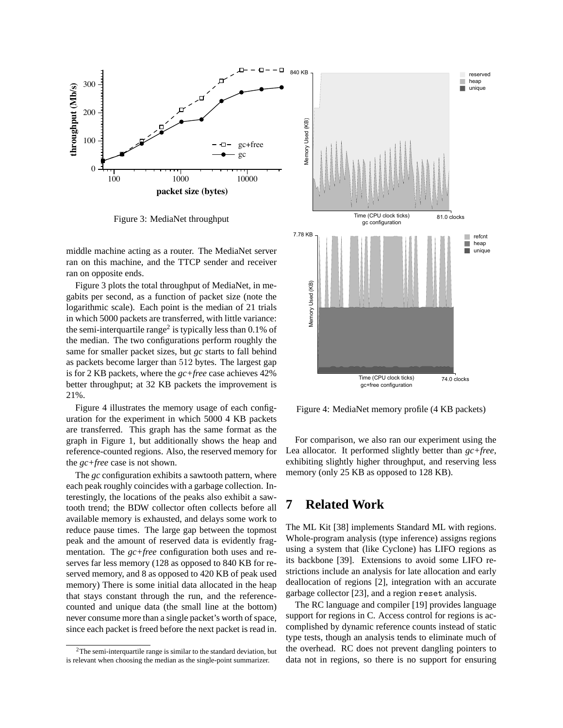Figure 3: MediaNet throughput

middle machine acting as a router. The MediaNet server ran on this machine, and the TTCP sender and receiver ran on opposite ends.

Figure 3 plots the total throughput of MediaNet, in megabits per second, as a function of packet size (note the logarithmic scale). Each point is the median of 21 trials in which 5000 packets are transferred, with little variance: the semi-interquartile range[2] is typically less than 0.1% of the median. The two configurations perform roughly the same for smaller packet sizes, but *gc* starts to fall behind as packets become larger than 512 bytes. The largest gap is for 2 KB packets, where the *gc+free* case achieves 42% better throughput; at 32 KB packets the improvement is 21%.

Figure 4 illustrates the memory usage of each configuration for the experiment in which 5000 4 KB packets are transferred. This graph has the same format as the graph in Figure 1, but additionally shows the heap and reference-counted regions. Also, the reserved memory for the *gc+free* case is not shown.

The *gc* configuration exhibits a sawtooth pattern, where each peak roughly coincides with a garbage collection. Interestingly, the locations of the peaks also exhibit a sawtooth trend; the BDW collector often collects before all available memory is exhausted, and delays some work to reduce pause times. The large gap between the topmost peak and the amount of reserved data is evidently fragmentation. The *gc+free* configuration both uses and reserves far less memory (128 as opposed to 840 KB for reserved memory, and 8 as opposed to 420 KB of peak used memory) There is some initial data allocated in the heap that stays constant through the run, and the reference-counted and unique data (the small line at the bottom) never consume more than a single packet's worth of space, since each packet is freed before the next packet is read in.

[2] The semi-interquartile range is similar to the standard deviation, but is relevant when choosing the median as the single-point summarizer.

Figure 4: MediaNet memory profile (4 KB packets)

For comparison, we also ran our experiment using the Lea allocator. It performed slightly better than *gc+free*, exhibiting slightly higher throughput, and reserving less memory (only 25 KB as opposed to 128 KB).

# 7 Related Work

The ML Kit [38] implements Standard ML with regions. Whole-program analysis (type inference) assigns regions using a system that (like Cyclone) has LIFO regions as its backbone [39]. Extensions to avoid some LIFO restrictions include an analysis for late allocation and early deallocation of regions [2], integration with an accurate garbage collector [23], and a region `reset` analysis.

The RC language and compiler [19] provides language support for regions in C. Access control for regions is accomplished by dynamic reference counts instead of static type tests, though an analysis tends to eliminate much of the overhead. RC does not prevent dangling pointers to data not in regions, so there is no support for ensuring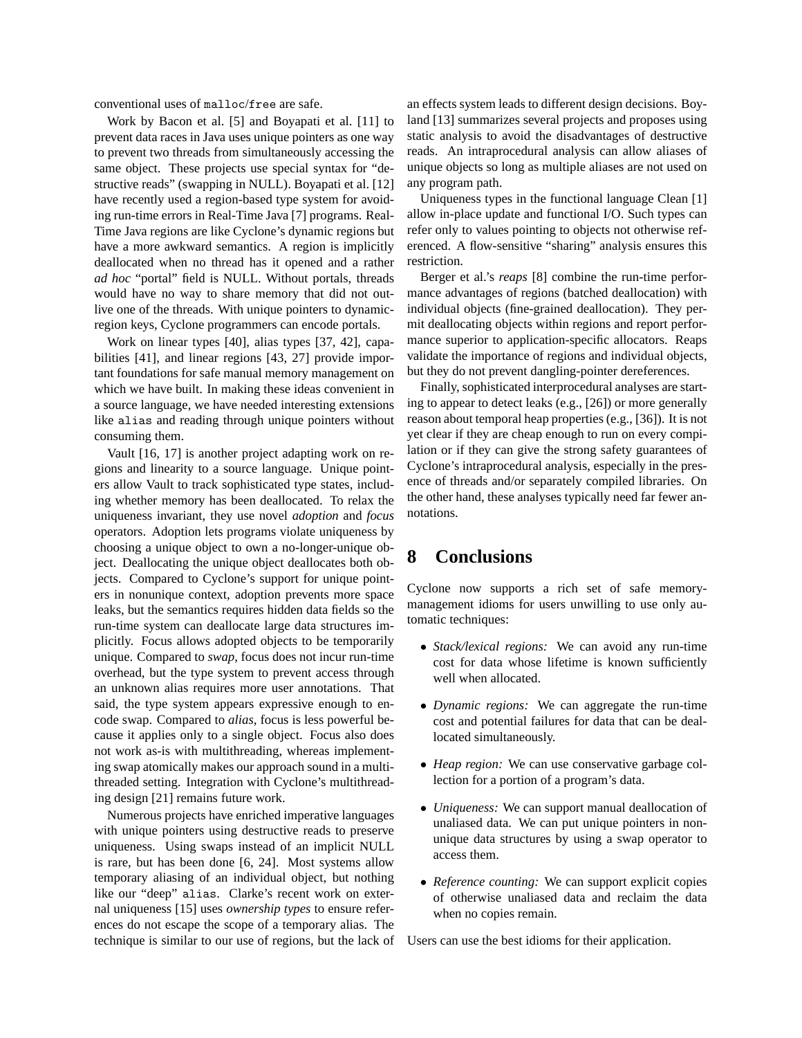conventional uses of malloc/free are safe.

Work by Bacon et al. [5] and Boyapati et al. [11] to prevent data races in Java uses unique pointers as one way to prevent two threads from simultaneously accessing the same object. These projects use special syntax for "destructive reads" (swapping in NULL). Boyapati et al. [12] have recently used a region-based type system for avoiding run-time errors in Real-Time Java [7] programs. Real-Time Java regions are like Cyclone's dynamic regions but have a more awkward semantics. A region is implicitly deallocated when no thread has it opened and a rather *ad hoc* "portal" field is NULL. Without portals, threads would have no way to share memory that did not outlive one of the threads. With unique pointers to dynamic-region keys, Cyclone programmers can encode portals.

Work on linear types [40], alias types [37, 42], capabilities [41], and linear regions [43, 27] provide important foundations for safe manual memory management on which we have built. In making these ideas convenient in a source language, we have needed interesting extensions like alias and reading through unique pointers without consuming them.

Vault [16, 17] is another project adapting work on regions and linearity to a source language. Unique pointers allow Vault to track sophisticated type states, including whether memory has been deallocated. To relax the uniqueness invariant, they use novel *adoption* and *focus* operators. Adoption lets programs violate uniqueness by choosing a unique object to own a no-longer-unique object. Deallocating the unique object deallocates both objects. Compared to Cyclone's support for unique pointers in nonunique context, adoption prevents more space leaks, but the semantics requires hidden data fields so the run-time system can deallocate large data structures implicitly. Focus allows adopted objects to be temporarily unique. Compared to *swap*, focus does not incur run-time overhead, but the type system to prevent access through an unknown alias requires more user annotations. That said, the type system appears expressive enough to encode swap. Compared to *alias*, focus is less powerful because it applies only to a single object. Focus also does not work as-is with multithreading, whereas implementing swap atomically makes our approach sound in a multithreaded setting. Integration with Cyclone's multithreading design [21] remains future work.

Numerous projects have enriched imperative languages with unique pointers using destructive reads to preserve uniqueness. Using swaps instead of an implicit NULL is rare, but has been done [6, 24]. Most systems allow temporary aliasing of an individual object, but nothing like our "deep" alias. Clarke's recent work on external uniqueness [15] uses *ownership types* to ensure references do not escape the scope of a temporary alias. The technique is similar to our use of regions, but the lack of an effects system leads to different design decisions. Boyland [13] summarizes several projects and proposes using static analysis to avoid the disadvantages of destructive reads. An intraprocedural analysis can allow aliases of unique objects so long as multiple aliases are not used on any program path.

Uniqueness types in the functional language Clean [1] allow in-place update and functional I/O. Such types can refer only to values pointing to objects not otherwise referenced. A flow-sensitive "sharing" analysis ensures this restriction.

Berger et al.'s *reaps* [8] combine the run-time performance advantages of regions (batched deallocation) with individual objects (fine-grained deallocation). They permit deallocating objects within regions and report performance superior to application-specific allocators. Reaps validate the importance of regions and individual objects, but they do not prevent dangling-pointer dereferences.

Finally, sophisticated interprocedural analyses are starting to appear to detect leaks (e.g., [26]) or more generally reason about temporal heap properties (e.g., [36]). It is not yet clear if they are cheap enough to run on every compilation or if they can give the strong safety guarantees of Cyclone's intraprocedural analysis, especially in the presence of threads and/or separately compiled libraries. On the other hand, these analyses typically need far fewer annotations.

# 8 Conclusions

Cyclone now supports a rich set of safe memory-management idioms for users unwilling to use only automatic techniques:

- *Stack/lexical regions:* We can avoid any run-time cost for data whose lifetime is known sufficiently well when allocated.
- *Dynamic regions:* We can aggregate the run-time cost and potential failures for data that can be deallocated simultaneously.
- *Heap region:* We can use conservative garbage collection for a portion of a program's data.
- *Uniqueness:* We can support manual deallocation of unaliased data. We can put unique pointers in non-unique data structures by using a swap operator to access them.
- *Reference counting:* We can support explicit copies of otherwise unaliased data and reclaim the data when no copies remain.

Users can use the best idioms for their application.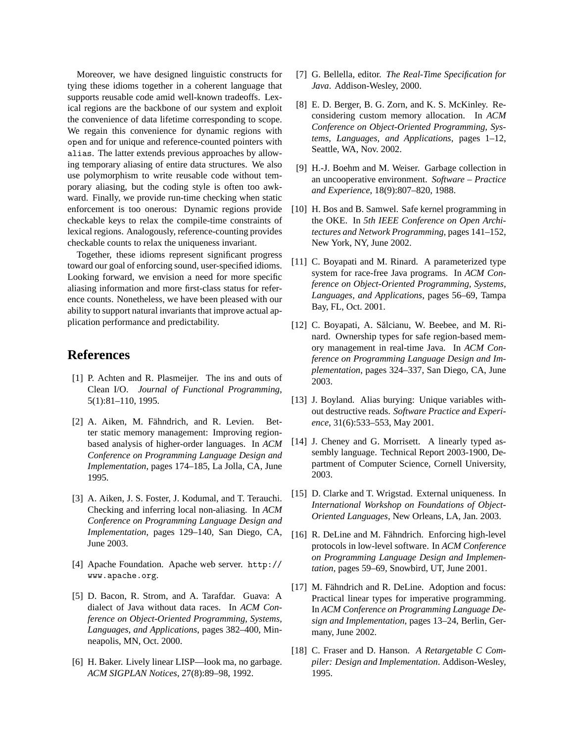Moreover, we have designed linguistic constructs for tying these idioms together in a coherent language that supports reusable code amid well-known tradeoffs. Lexical regions are the backbone of our system and exploit the convenience of data lifetime corresponding to scope. We regain this convenience for dynamic regions with `open` and for unique and reference-counted pointers with `alias`. The latter extends previous approaches by allowing temporary aliasing of entire data structures. We also use polymorphism to write reusable code without temporary aliasing, but the coding style is often too awkward. Finally, we provide run-time checking when static enforcement is too onerous: Dynamic regions provide checkable keys to relax the compile-time constraints of lexical regions. Analogously, reference-counting provides checkable counts to relax the uniqueness invariant.

Together, these idioms represent significant progress toward our goal of enforcing sound, user-specified idioms. Looking forward, we envision a need for more specific aliasing information and more first-class status for reference counts. Nonetheless, we have been pleased with our ability to support natural invariants that improve actual application performance and predictability.

## References

[1] P. Achten and R. Plasmeijer. The ins and outs of Clean I/O. *Journal of Functional Programming*, 5(1):81–110, 1995.

[2] A. Aiken, M. Fähndrich, and R. Levien. Better static memory management: Improving region-based analysis of higher-order languages. In *ACM Conference on Programming Language Design and Implementation*, pages 174–185, La Jolla, CA, June 1995.

[3] A. Aiken, J. S. Foster, J. Kodumal, and T. Terauchi. Checking and inferring local non-aliasing. In *ACM Conference on Programming Language Design and Implementation*, pages 129–140, San Diego, CA, June 2003.

[4] Apache Foundation. Apache web server. `http://www.apache.org`.

[5] D. Bacon, R. Strom, and A. Tarafdar. Guava: A dialect of Java without data races. In *ACM Conference on Object-Oriented Programming, Systems, Languages, and Applications*, pages 382–400, Minneapolis, MN, Oct. 2000.

[6] H. Baker. Lively linear LISP—look ma, no garbage. *ACM SIGPLAN Notices*, 27(8):89–98, 1992.

[7] G. Bellella, editor. *The Real-Time Specification for Java*. Addison-Wesley, 2000.

[8] E. D. Berger, B. G. Zorn, and K. S. McKinley. Reconsidering custom memory allocation. In *ACM Conference on Object-Oriented Programming, Systems, Languages, and Applications*, pages 1–12, Seattle, WA, Nov. 2002.

[9] H.-J. Boehm and M. Weiser. Garbage collection in an uncooperative environment. *Software – Practice and Experience*, 18(9):807–820, 1988.

[10] H. Bos and B. Samwel. Safe kernel programming in the OKE. In *5th IEEE Conference on Open Architectures and Network Programming*, pages 141–152, New York, NY, June 2002.

[11] C. Boyapati and M. Rinard. A parameterized type system for race-free Java programs. In *ACM Conference on Object-Oriented Programming, Systems, Languages, and Applications*, pages 56–69, Tampa Bay, FL, Oct. 2001.

[12] C. Boyapati, A. Sălcianu, W. Beebee, and M. Rinard. Ownership types for safe region-based memory management in real-time Java. In *ACM Conference on Programming Language Design and Implementation*, pages 324–337, San Diego, CA, June 2003.

[13] J. Boyland. Alias burying: Unique variables without destructive reads. *Software Practice and Experience*, 31(6):533–553, May 2001.

[14] J. Cheney and G. Morrisett. A linearly typed assembly language. Technical Report 2003-1900, Department of Computer Science, Cornell University, 2003.

[15] D. Clarke and T. Wrigstad. External uniqueness. In *International Workshop on Foundations of Object-Oriented Languages*, New Orleans, LA, Jan. 2003.

[16] R. DeLine and M. Fähndrich. Enforcing high-level protocols in low-level software. In *ACM Conference on Programming Language Design and Implementation*, pages 59–69, Snowbird, UT, June 2001.

[17] M. Fähndrich and R. DeLine. Adoption and focus: Practical linear types for imperative programming. In *ACM Conference on Programming Language Design and Implementation*, pages 13–24, Berlin, Germany, June 2002.

[18] C. Fraser and D. Hanson. *A Retargetable C Compiler: Design and Implementation*. Addison-Wesley, 1995.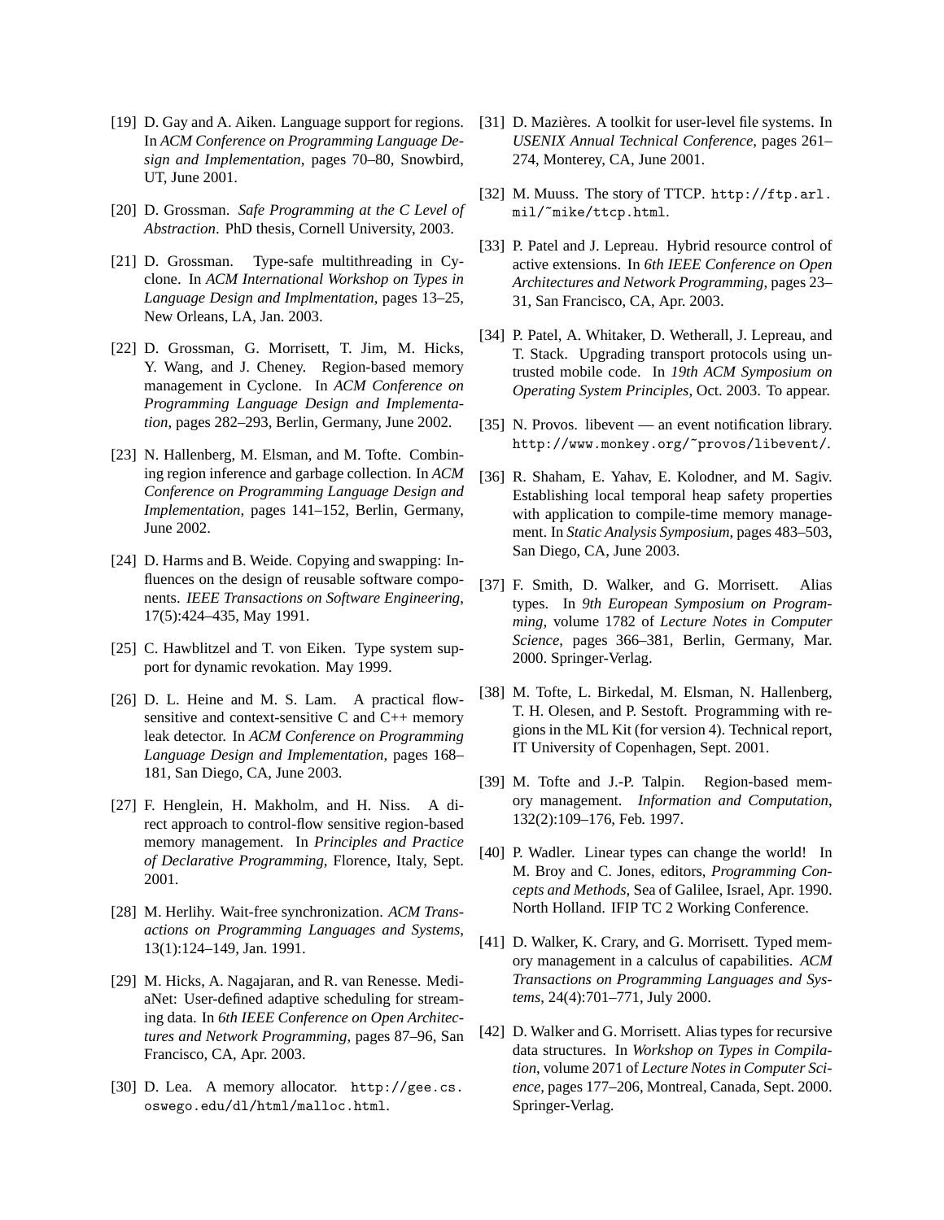[19] D. Gay and A. Aiken. Language support for regions. In *ACM Conference on Programming Language Design and Implementation*, pages 70–80, Snowbird, UT, June 2001.

[20] D. Grossman. *Safe Programming at the C Level of Abstraction*. PhD thesis, Cornell University, 2003.

[21] D. Grossman. Type-safe multithreading in Cyclone. In *ACM International Workshop on Types in Language Design and Implmentation*, pages 13–25, New Orleans, LA, Jan. 2003.

[22] D. Grossman, G. Morrisett, T. Jim, M. Hicks, Y. Wang, and J. Cheney. Region-based memory management in Cyclone. In *ACM Conference on Programming Language Design and Implementation*, pages 282–293, Berlin, Germany, June 2002.

[23] N. Hallenberg, M. Elsman, and M. Tofte. Combining region inference and garbage collection. In *ACM Conference on Programming Language Design and Implementation*, pages 141–152, Berlin, Germany, June 2002.

[24] D. Harms and B. Weide. Copying and swapping: Influences on the design of reusable software components. *IEEE Transactions on Software Engineering*, 17(5):424–435, May 1991.

[25] C. Hawblitzel and T. von Eiken. Type system support for dynamic revokation. May 1999.

[26] D. L. Heine and M. S. Lam. A practical flow-sensitive and context-sensitive C and C++ memory leak detector. In *ACM Conference on Programming Language Design and Implementation*, pages 168–181, San Diego, CA, June 2003.

[27] F. Henglein, H. Makholm, and H. Niss. A direct approach to control-flow sensitive region-based memory management. In *Principles and Practice of Declarative Programming*, Florence, Italy, Sept. 2001.

[28] M. Herlihy. Wait-free synchronization. *ACM Transactions on Programming Languages and Systems*, 13(1):124–149, Jan. 1991.

[29] M. Hicks, A. Nagajaran, and R. van Renesse. MediaNet: User-defined adaptive scheduling for streaming data. In *6th IEEE Conference on Open Architectures and Network Programming*, pages 87–96, San Francisco, CA, Apr. 2003.

[30] D. Lea. A memory allocator. `http://gee.cs.oswego.edu/dl/html/malloc.html`.

[31] D. Mazières. A toolkit for user-level file systems. In *USENIX Annual Technical Conference*, pages 261–274, Monterey, CA, June 2001.

[32] M. Muuss. The story of TTCP. `http://ftp.arl.mil/~mike/ttcp.html`.

[33] P. Patel and J. Lepreau. Hybrid resource control of active extensions. In *6th IEEE Conference on Open Architectures and Network Programming*, pages 23–31, San Francisco, CA, Apr. 2003.

[34] P. Patel, A. Whitaker, D. Wetherall, J. Lepreau, and T. Stack. Upgrading transport protocols using untrusted mobile code. In *19th ACM Symposium on Operating System Principles*, Oct. 2003. To appear.

[35] N. Provos. libevent — an event notification library. `http://www.monkey.org/~provos/libevent/`.

[36] R. Shaham, E. Yahav, E. Kolodner, and M. Sagiv. Establishing local temporal heap safety properties with application to compile-time memory management. In *Static Analysis Symposium*, pages 483–503, San Diego, CA, June 2003.

[37] F. Smith, D. Walker, and G. Morrisett. Alias types. In *9th European Symposium on Programming*, volume 1782 of *Lecture Notes in Computer Science*, pages 366–381, Berlin, Germany, Mar. 2000. Springer-Verlag.

[38] M. Tofte, L. Birkedal, M. Elsman, N. Hallenberg, T. H. Olesen, and P. Sestoft. Programming with regions in the ML Kit (for version 4). Technical report, IT University of Copenhagen, Sept. 2001.

[39] M. Tofte and J.-P. Talpin. Region-based memory management. *Information and Computation*, 132(2):109–176, Feb. 1997.

[40] P. Wadler. Linear types can change the world! In M. Broy and C. Jones, editors, *Programming Concepts and Methods*, Sea of Galilee, Israel, Apr. 1990. North Holland. IFIP TC 2 Working Conference.

[41] D. Walker, K. Crary, and G. Morrisett. Typed memory management in a calculus of capabilities. *ACM Transactions on Programming Languages and Systems*, 24(4):701–771, July 2000.

[42] D. Walker and G. Morrisett. Alias types for recursive data structures. In *Workshop on Types in Compilation*, volume 2071 of *Lecture Notes in Computer Science*, pages 177–206, Montreal, Canada, Sept. 2000. Springer-Verlag.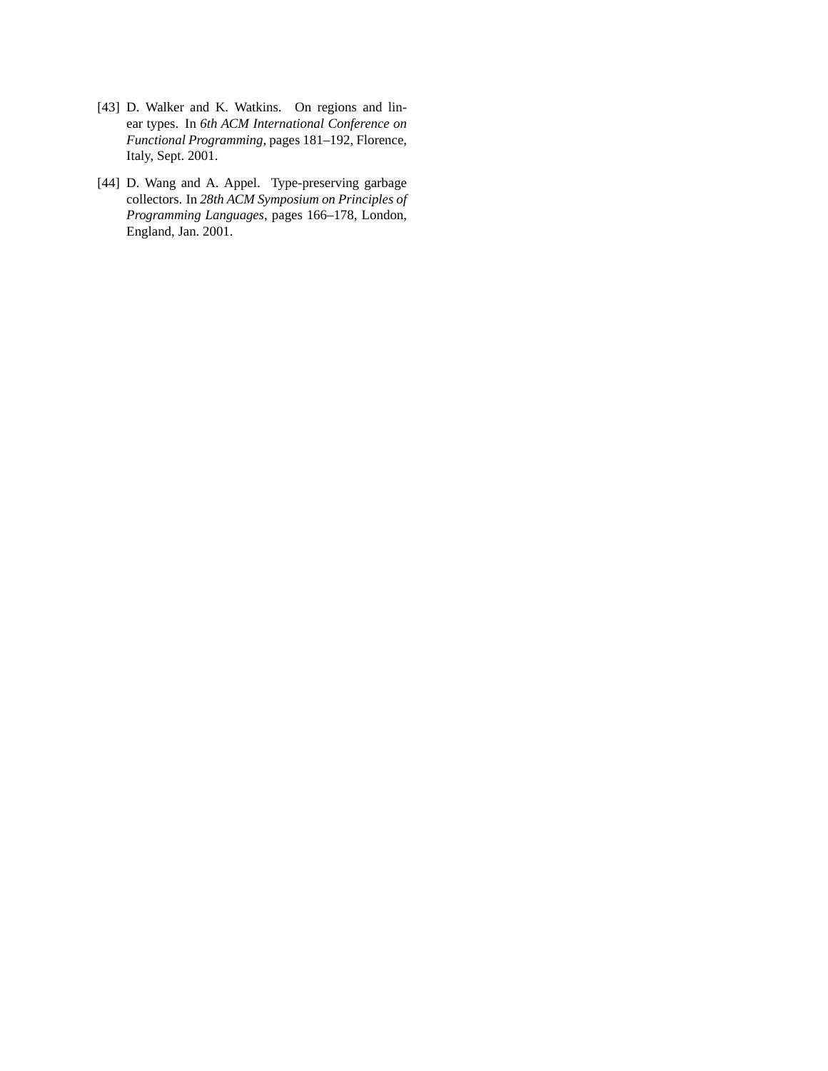[43] D. Walker and K. Watkins. On regions and linear types. In *6th ACM International Conference on Functional Programming*, pages 181–192, Florence, Italy, Sept. 2001.

[44] D. Wang and A. Appel. Type-preserving garbage collectors. In *28th ACM Symposium on Principles of Programming Languages*, pages 166–178, London, England, Jan. 2001.